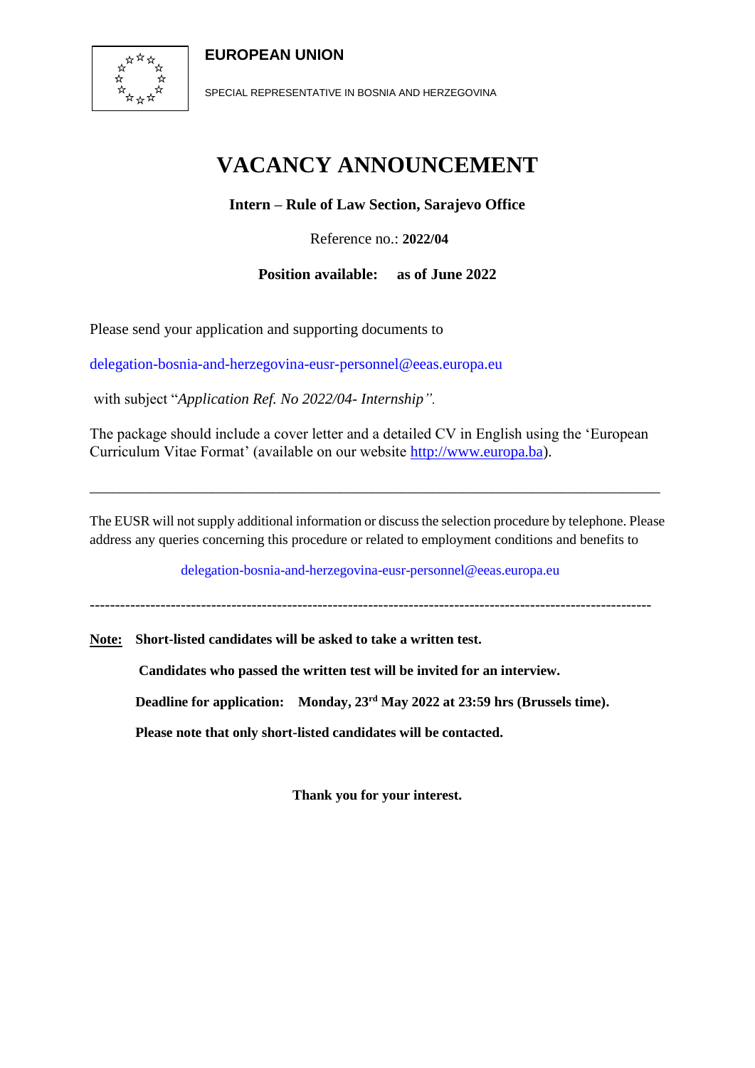**EUROPEAN UNION**

SPECIAL REPRESENTATIVE IN BOSNIA AND HERZEGOVINA

# VACANCY ANNOUNCEMENT

**Intern – Rule of Law Section, Sarajevo Office**

Reference no.: **2022/04**

**Position available: as of June 2022**

Please send your application and supporting documents to

delegation-bosnia-and-herzegovina-eusr-personnel@eeas.europa.eu

with subject "*Application Ref. No 2022/04- Internship".*

The package should include a cover letter and a detailed CV in English using the 'European Curriculum Vitae Format' (available on our website http://www.europa.ba).

---

The EUSR will not supply additional information or discuss the selection procedure by telephone. Please address any queries concerning this procedure or related to employment conditions and benefits to

delegation-bosnia-and-herzegovina-eusr-personnel@eeas.europa.eu

---

**Note:** **Short-listed candidates will be asked to take a written test.**

**Candidates who passed the written test will be invited for an interview.**

**Deadline for application: Monday, 23rd May 2022 at 23:59 hrs (Brussels time).**

**Please note that only short-listed candidates will be contacted.**

**Thank you for your interest.**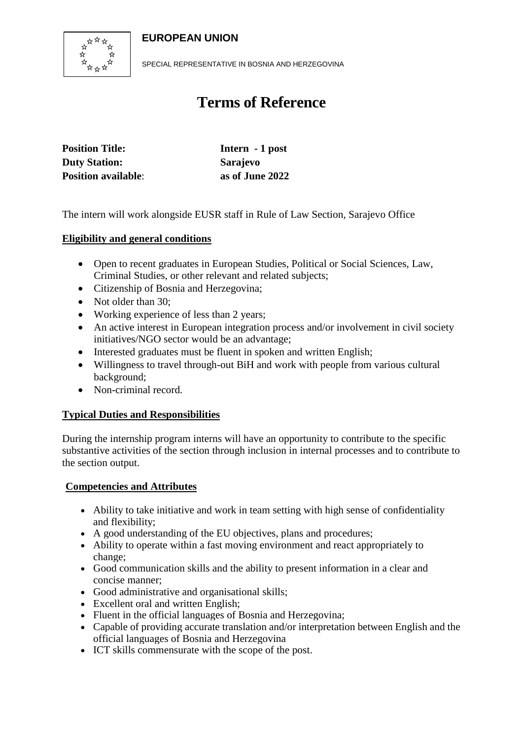**EUROPEAN UNION**

SPECIAL REPRESENTATIVE IN BOSNIA AND HERZEGOVINA

# Terms of Reference

| | |
|---|---|
| **Position Title:** | **Intern - 1 post** |
| **Duty Station:** | **Sarajevo** |
| **Position available**: | **as of June 2022** |

The intern will work alongside EUSR staff in Rule of Law Section, Sarajevo Office

## Eligibility and general conditions

- Open to recent graduates in European Studies, Political or Social Sciences, Law, Criminal Studies, or other relevant and related subjects;
- Citizenship of Bosnia and Herzegovina;
- Not older than 30;
- Working experience of less than 2 years;
- An active interest in European integration process and/or involvement in civil society initiatives/NGO sector would be an advantage;
- Interested graduates must be fluent in spoken and written English;
- Willingness to travel through-out BiH and work with people from various cultural background;
- Non-criminal record.

## Typical Duties and Responsibilities

During the internship program interns will have an opportunity to contribute to the specific substantive activities of the section through inclusion in internal processes and to contribute to the section output.

## Competencies and Attributes

- Ability to take initiative and work in team setting with high sense of confidentiality and flexibility;
- A good understanding of the EU objectives, plans and procedures;
- Ability to operate within a fast moving environment and react appropriately to change;
- Good communication skills and the ability to present information in a clear and concise manner;
- Good administrative and organisational skills;
- Excellent oral and written English;
- Fluent in the official languages of Bosnia and Herzegovina;
- Capable of providing accurate translation and/or interpretation between English and the official languages of Bosnia and Herzegovina
- ICT skills commensurate with the scope of the post.